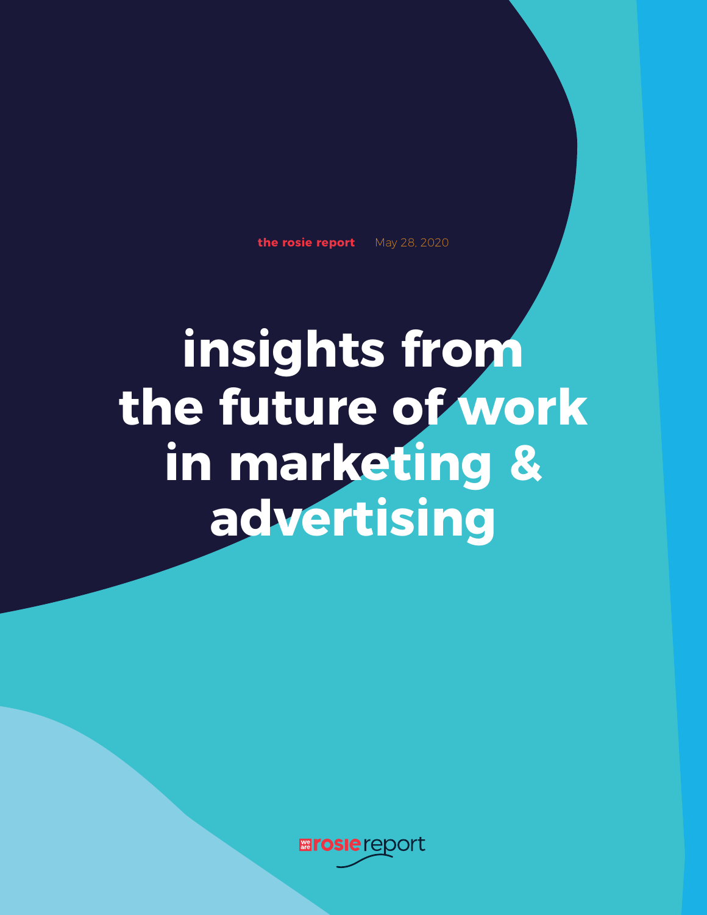**the rosie report** May 28, 2020

# insights from the future of work in marketing & advertising

we are rosie report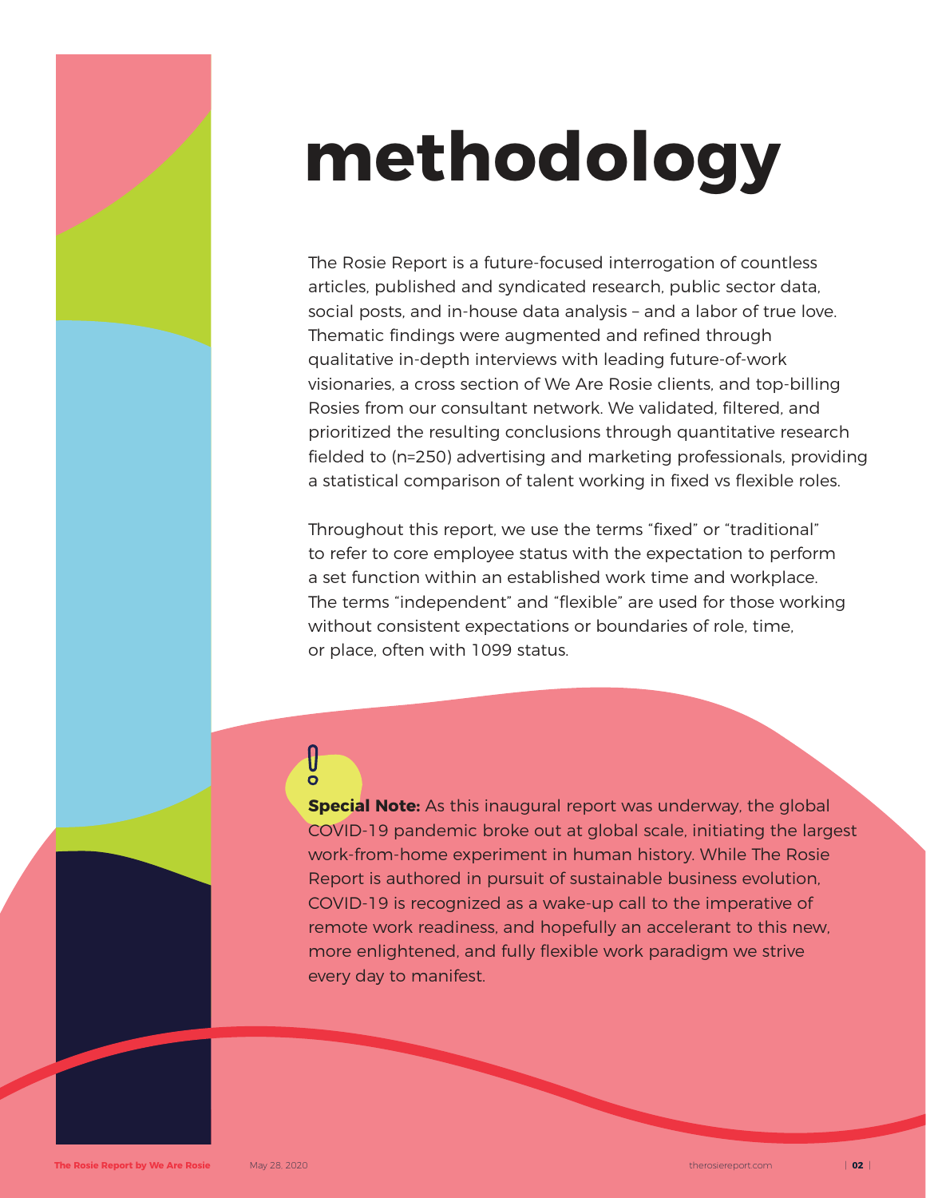# methodology

The Rosie Report is a future-focused interrogation of countless articles, published and syndicated research, public sector data, social posts, and in-house data analysis – and a labor of true love. Thematic findings were augmented and refined through qualitative in-depth interviews with leading future-of-work visionaries, a cross section of We Are Rosie clients, and top-billing Rosies from our consultant network. We validated, filtered, and prioritized the resulting conclusions through quantitative research fielded to (n=250) advertising and marketing professionals, providing a statistical comparison of talent working in fixed vs flexible roles.

Throughout this report, we use the terms "fixed" or "traditional" to refer to core employee status with the expectation to perform a set function within an established work time and workplace. The terms "independent" and "flexible" are used for those working without consistent expectations or boundaries of role, time, or place, often with 1099 status.

**Special Note:** As this inaugural report was underway, the global COVID-19 pandemic broke out at global scale, initiating the largest work-from-home experiment in human history. While The Rosie Report is authored in pursuit of sustainable business evolution, COVID-19 is recognized as a wake-up call to the imperative of remote work readiness, and hopefully an accelerant to this new, more enlightened, and fully flexible work paradigm we strive every day to manifest.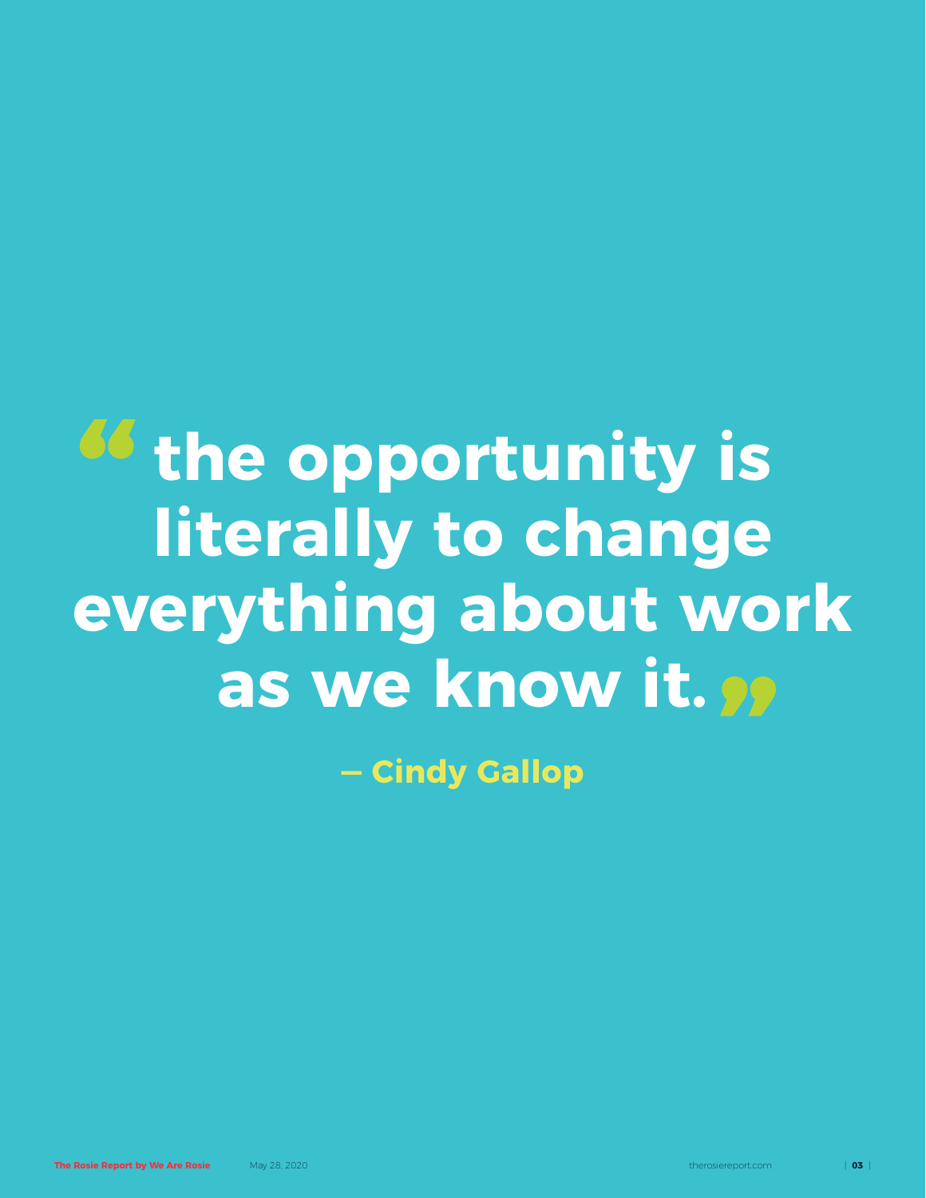> “the opportunity is literally to change everything about work as we know it.”
>
> **— Cindy Gallop**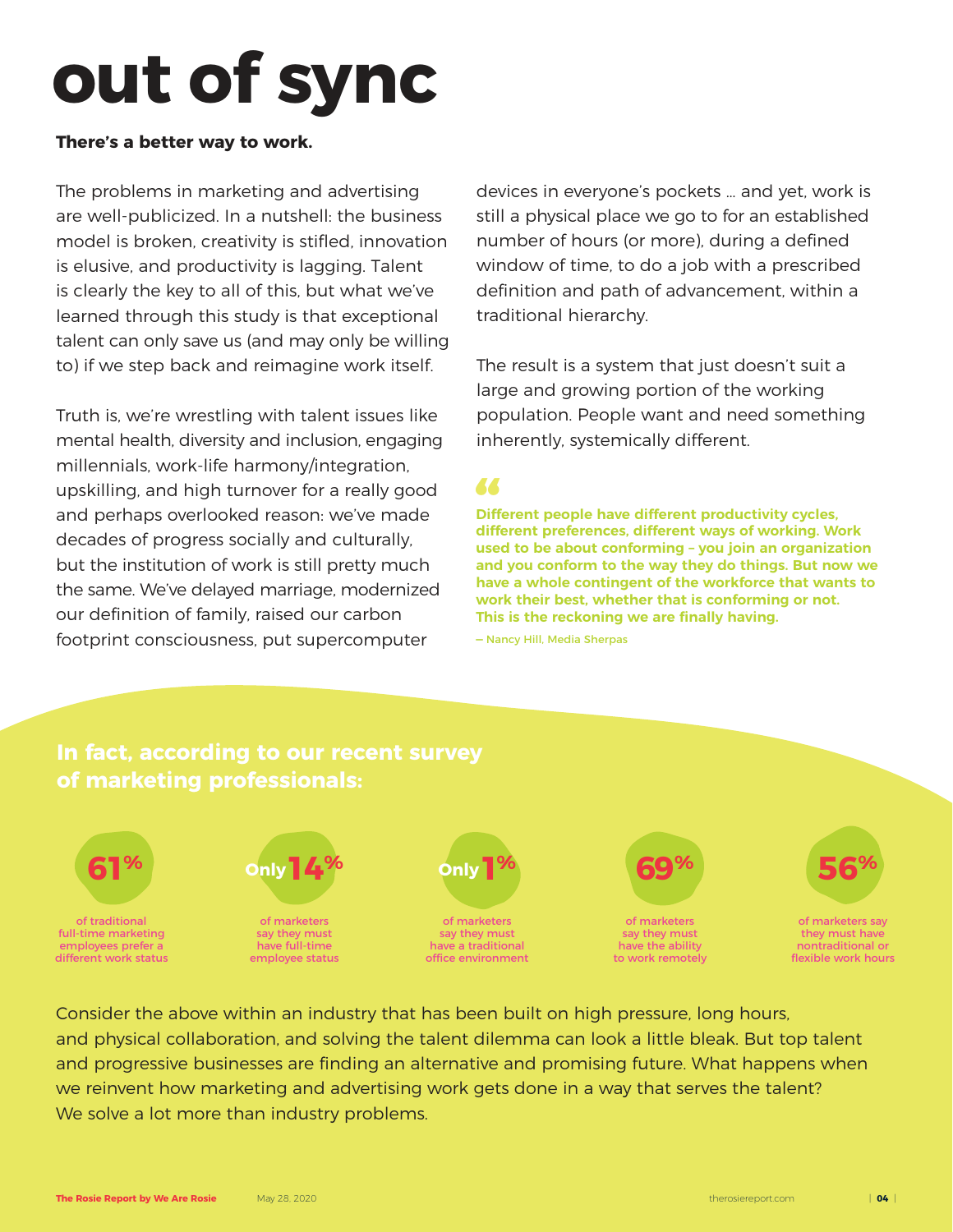# out of sync

**There's a better way to work.**

The problems in marketing and advertising are well-publicized. In a nutshell: the business model is broken, creativity is stifled, innovation is elusive, and productivity is lagging. Talent is clearly the key to all of this, but what we've learned through this study is that exceptional talent can only save us (and may only be willing to) if we step back and reimagine work itself.

Truth is, we're wrestling with talent issues like mental health, diversity and inclusion, engaging millennials, work-life harmony/integration, upskilling, and high turnover for a really good and perhaps overlooked reason: we've made decades of progress socially and culturally, but the institution of work is still pretty much the same. We've delayed marriage, modernized our definition of family, raised our carbon footprint consciousness, put supercomputer devices in everyone's pockets … and yet, work is still a physical place we go to for an established number of hours (or more), during a defined window of time, to do a job with a prescribed definition and path of advancement, within a traditional hierarchy.

The result is a system that just doesn't suit a large and growing portion of the working population. People want and need something inherently, systemically different.

> **"Different people have different productivity cycles, different preferences, different ways of working. Work used to be about conforming – you join an organization and you conform to the way they do things. But now we have a whole contingent of the workforce that wants to work their best, whether that is conforming or not. This is the reckoning we are finally having.**
>
> – Nancy Hill, Media Sherpas

## In fact, according to our recent survey of marketing professionals:

- **61%** of traditional full-time marketing employees prefer a different work status
- **Only 14%** of marketers say they must have full-time employee status
- **Only 1%** of marketers say they must have a traditional office environment
- **69%** of marketers say they must have the ability to work remotely
- **56%** of marketers say they must have nontraditional or flexible work hours

Consider the above within an industry that has been built on high pressure, long hours, and physical collaboration, and solving the talent dilemma can look a little bleak. But top talent and progressive businesses are finding an alternative and promising future. What happens when we reinvent how marketing and advertising work gets done in a way that serves the talent? We solve a lot more than industry problems.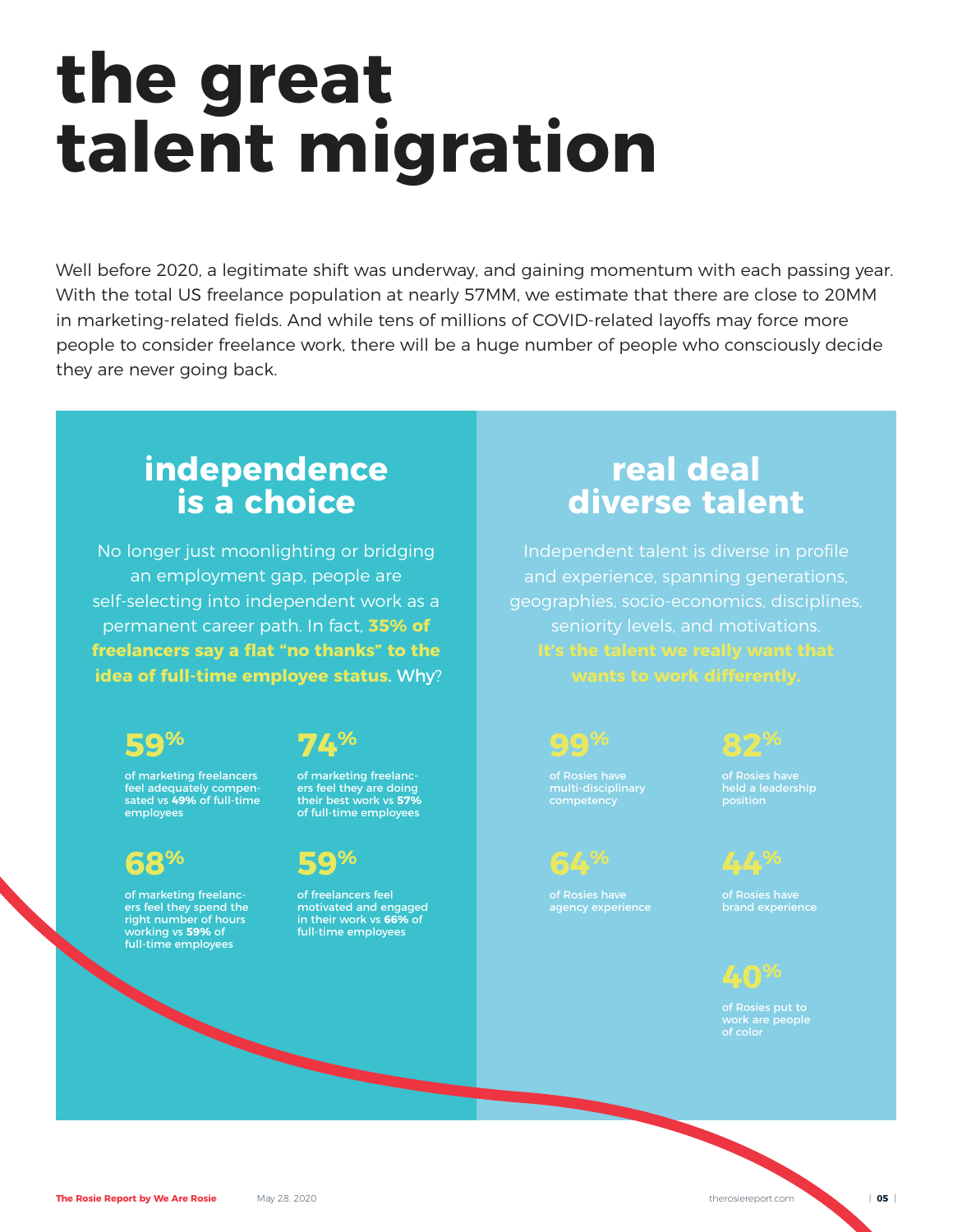# the great talent migration

Well before 2020, a legitimate shift was underway, and gaining momentum with each passing year. With the total US freelance population at nearly 57MM, we estimate that there are close to 20MM in marketing-related fields. And while tens of millions of COVID-related layoffs may force more people to consider freelance work, there will be a huge number of people who consciously decide they are never going back.

## independence is a choice

No longer just moonlighting or bridging an employment gap, people are self-selecting into independent work as a permanent career path. In fact, **35% of freelancers say a flat "no thanks" to the idea of full-time employee status.** Why?

**59%**

of marketing freelancers feel adequately compensated vs **49%** of full-time employees

**74%**

of marketing freelancers feel they are doing their best work vs **57%** of full-time employees

**68%**

of marketing freelancers feel they spend the right number of hours working vs **59%** of full-time employees

**59%**

of freelancers feel motivated and engaged in their work vs **66%** of full-time employees

## real deal diverse talent

Independent talent is diverse in profile and experience, spanning generations, geographies, socio-economics, disciplines, seniority levels, and motivations. **It's the talent we really want that wants to work differently.**

**99%**

of Rosies have multi-disciplinary competency

**82%**

of Rosies have held a leadership position

**64%**

of Rosies have agency experience

**44%**

of Rosies have brand experience

**40%**

of Rosies put to work are people of color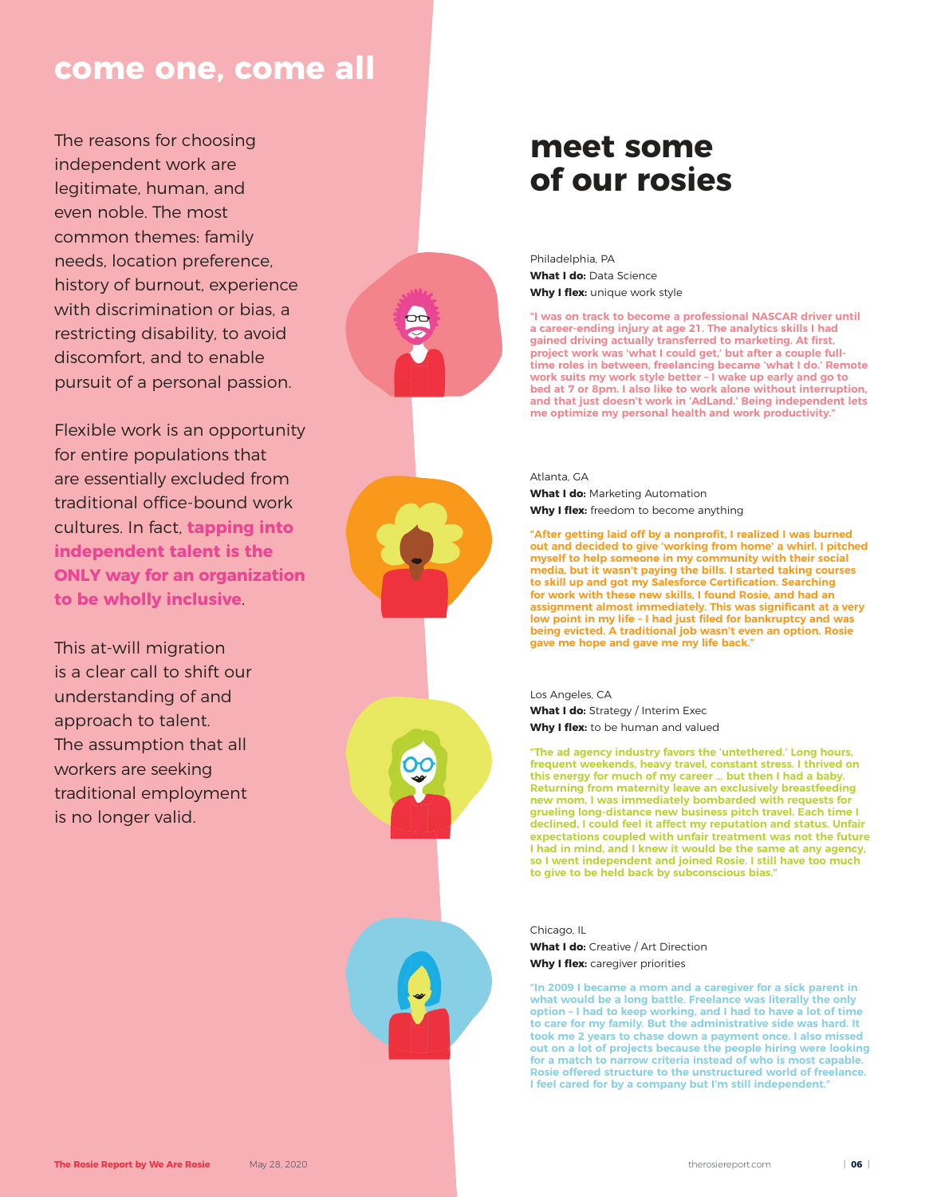## come one, come all

The reasons for choosing independent work are legitimate, human, and even noble. The most common themes: family needs, location preference, history of burnout, experience with discrimination or bias, a restricting disability, to avoid discomfort, and to enable pursuit of a personal passion.

Flexible work is an opportunity for entire populations that are essentially excluded from traditional office-bound work cultures. In fact, **tapping into independent talent is the ONLY way for an organization to be wholly inclusive**.

This at-will migration is a clear call to shift our understanding of and approach to talent. The assumption that all workers are seeking traditional employment is no longer valid.

## meet some of our rosies

Philadelphia, PA
**What I do:** Data Science
**Why I flex:** unique work style

**"I was on track to become a professional NASCAR driver until a career-ending injury at age 21. The analytics skills I had gained driving actually transferred to marketing. At first, project work was 'what I could get,' but after a couple full-time roles in between, freelancing became 'what I do.' Remote work suits my work style better – I wake up early and go to bed at 7 or 8pm. I also like to work alone without interruption, and that just doesn't work in 'AdLand.' Being independent lets me optimize my personal health and work productivity."**

Atlanta, GA
**What I do:** Marketing Automation
**Why I flex:** freedom to become anything

**"After getting laid off by a nonprofit, I realized I was burned out and decided to give 'working from home' a whirl. I pitched myself to help someone in my community with their social media, but it wasn't paying the bills. I started taking courses to skill up and got my Salesforce Certification. Searching for work with these new skills, I found Rosie, and had an assignment almost immediately. This was significant at a very low point in my life – I had just filed for bankruptcy and was being evicted. A traditional job wasn't even an option. Rosie gave me hope and gave me my life back."**

Los Angeles, CA
**What I do:** Strategy / Interim Exec
**Why I flex:** to be human and valued

**"The ad agency industry favors the 'untethered.' Long hours, frequent weekends, heavy travel, constant stress. I thrived on this energy for much of my career … but then I had a baby. Returning from maternity leave an exclusively breastfeeding new mom, I was immediately bombarded with requests for grueling long-distance new business pitch travel. Each time I declined, I could feel it affect my reputation and status. Unfair expectations coupled with unfair treatment was not the future I had in mind, and I knew it would be the same at any agency, so I went independent and joined Rosie. I still have too much to give to be held back by subconscious bias."**

Chicago, IL
**What I do:** Creative / Art Direction
**Why I flex:** caregiver priorities

**"In 2009 I became a mom and a caregiver for a sick parent in what would be a long battle. Freelance was literally the only option – I had to keep working, and I had to have a lot of time to care for my family. But the administrative side was hard. It took me 2 years to chase down a payment once. I also missed out on a lot of projects because the people hiring were looking for a match to narrow criteria instead of who is most capable. Rosie offered structure to the unstructured world of freelance. I feel cared for by a company but I'm still independent."**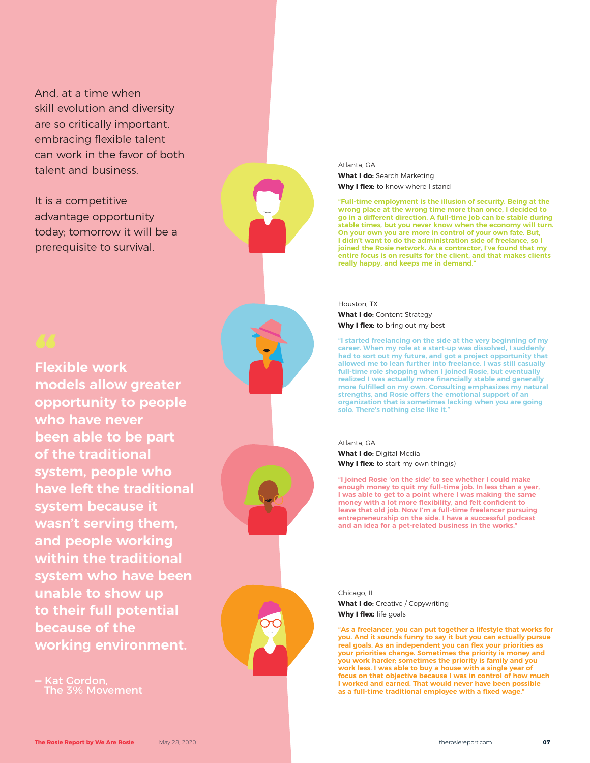And, at a time when skill evolution and diversity are so critically important, embracing flexible talent can work in the favor of both talent and business.

It is a competitive advantage opportunity today; tomorrow it will be a prerequisite to survival.

> **Flexible work models allow greater opportunity to people who have never been able to be part of the traditional system, people who have left the traditional system because it wasn't serving them, and people working within the traditional system who have been unable to show up to their full potential because of the working environment.**
>
> – Kat Gordon, The 3% Movement

Atlanta, GA
**What I do:** Search Marketing
**Why I flex:** to know where I stand

**"Full-time employment is the illusion of security. Being at the wrong place at the wrong time more than once, I decided to go in a different direction. A full-time job can be stable during stable times, but you never know when the economy will turn. On your own you are more in control of your own fate. But, I didn't want to do the administration side of freelance, so I joined the Rosie network. As a contractor, I've found that my entire focus is on results for the client, and that makes clients really happy, and keeps me in demand."**

Houston, TX
**What I do:** Content Strategy
**Why I flex:** to bring out my best

**"I started freelancing on the side at the very beginning of my career. When my role at a start-up was dissolved, I suddenly had to sort out my future, and got a project opportunity that allowed me to lean further into freelance. I was still casually full-time role shopping when I joined Rosie, but eventually realized I was actually more financially stable and generally more fulfilled on my own. Consulting emphasizes my natural strengths, and Rosie offers the emotional support of an organization that is sometimes lacking when you are going solo. There's nothing else like it."**

Atlanta, GA
**What I do:** Digital Media
**Why I flex:** to start my own thing(s)

**"I joined Rosie 'on the side' to see whether I could make enough money to quit my full-time job. In less than a year, I was able to get to a point where I was making the same money with a lot more flexibility, and felt confident to leave that old job. Now I'm a full-time freelancer pursuing entrepreneurship on the side. I have a successful podcast and an idea for a pet-related business in the works."**

Chicago, IL
**What I do:** Creative / Copywriting
**Why I flex:** life goals

**"As a freelancer, you can put together a lifestyle that works for you. And it sounds funny to say it but you can actually pursue real goals. As an independent you can flex your priorities as your priorities change. Sometimes the priority is money and you work harder; sometimes the priority is family and you work less. I was able to buy a house with a single year of focus on that objective because I was in control of how much I worked and earned. That would never have been possible as a full-time traditional employee with a fixed wage."**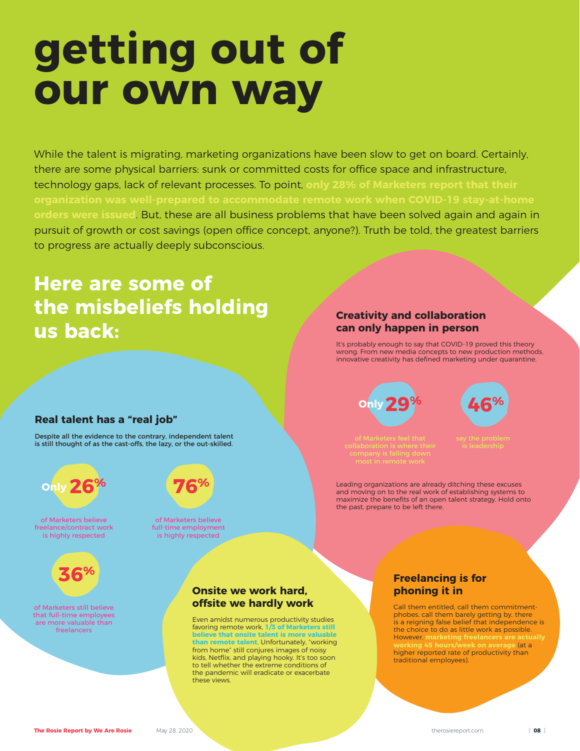# getting out of our own way

While the talent is migrating, marketing organizations have been slow to get on board. Certainly, there are some physical barriers: sunk or committed costs for office space and infrastructure, technology gaps, lack of relevant processes. To point, **only 28% of Marketers report that their organization was well-prepared to accommodate remote work when COVID-19 stay-at-home orders were issued**. But, these are all business problems that have been solved again and again in pursuit of growth or cost savings (open office concept, anyone?). Truth be told, the greatest barriers to progress are actually deeply subconscious.

## Here are some of the misbeliefs holding us back:

### Real talent has a "real job"

Despite all the evidence to the contrary, independent talent is still thought of as the cast-offs, the lazy, or the out-skilled.

**Only 26%** of Marketers believe freelance/contract work is highly respected

**76%** of Marketers believe full-time employment is highly respected

**36%** of Marketers still believe that full-time employees are more valuable than freelancers

### Creativity and collaboration can only happen in person

It's probably enough to say that COVID-19 proved this theory wrong. From new media concepts to new production methods, innovative creativity has defined marketing under quarantine.

**Only 29%** of Marketers feel that collaboration is where their company is falling down most in remote work

**46%** say the problem is leadership

Leading organizations are already ditching these excuses and moving on to the real work of establishing systems to maximize the benefits of an open talent strategy. Hold onto the past, prepare to be left there.

### Onsite we work hard, offsite we hardly work

Even amidst numerous productivity studies favoring remote work, **1/3 of Marketers still believe that onsite talent is more valuable than remote talent**. Unfortunately, "working from home" still conjures images of noisy kids, Netflix, and playing hooky. It's too soon to tell whether the extreme conditions of the pandemic will eradicate or exacerbate these views.

### Freelancing is for phoning it in

Call them entitled, call them commitment-phobes, call them barely getting by, there is a reigning false belief that independence is the choice to do as little work as possible. However, **marketing freelancers are actually working 45 hours/week on average** (at a higher reported rate of productivity than traditional employees).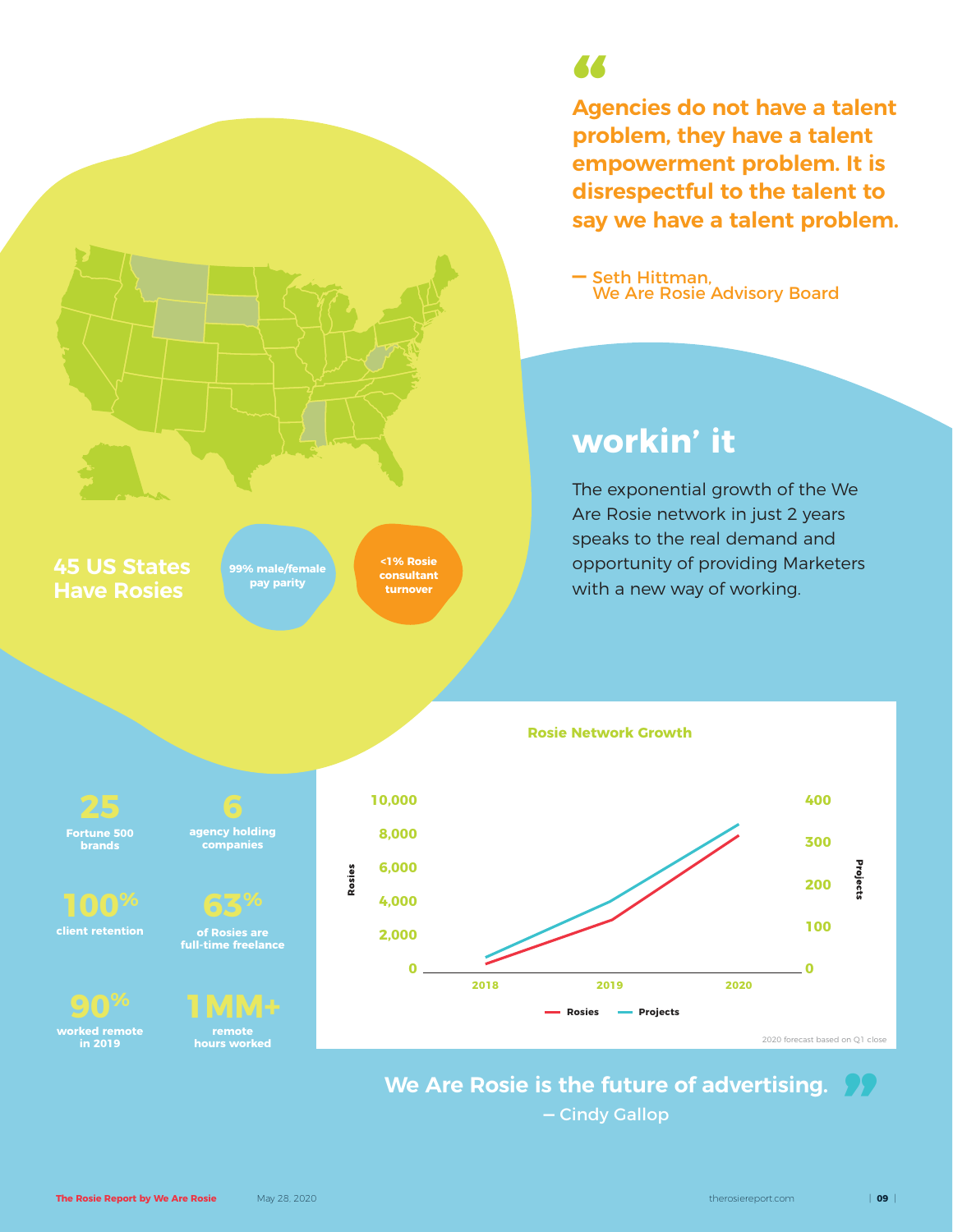> Agencies do not have a talent problem, they have a talent empowerment problem. It is disrespectful to the talent to say we have a talent problem.
>
> — Seth Hittman, We Are Rosie Advisory Board

**45 US States Have Rosies**

**99% male/female pay parity**

**<1% Rosie consultant turnover**

## workin' it

The exponential growth of the We Are Rosie network in just 2 years speaks to the real demand and opportunity of providing Marketers with a new way of working.

**25** Fortune 500 brands

**6** agency holding companies

**100%** client retention

**63%** of Rosies are full-time freelance

**90%** worked remote in 2019

**1MM+** remote hours worked

**Rosie Network Growth**

2020 forecast based on Q1 close

> We Are Rosie is the future of advertising.
>
> — Cindy Gallop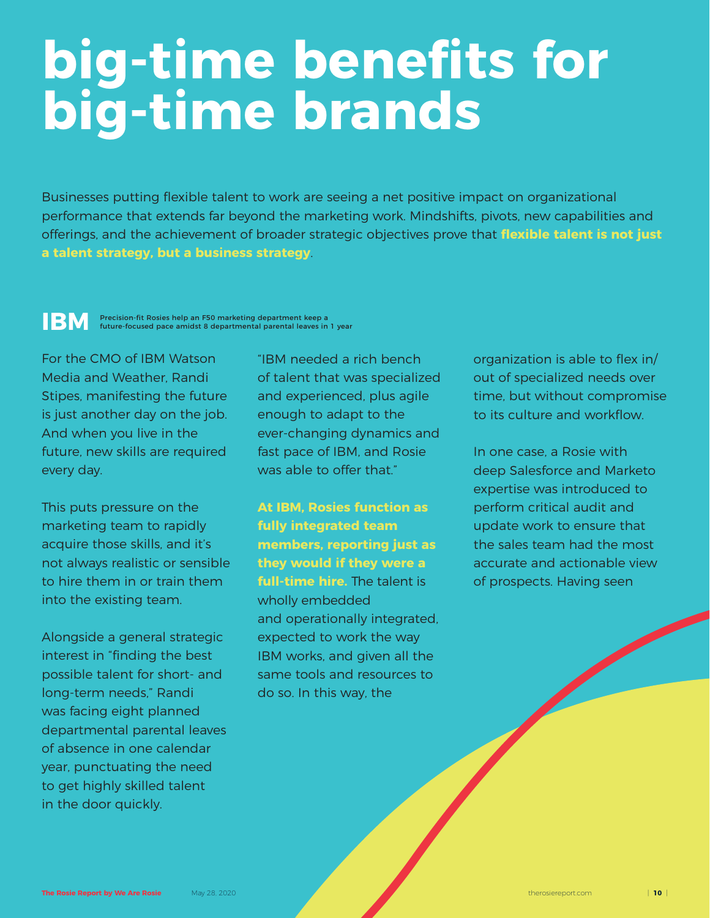# big-time benefits for big-time brands

Businesses putting flexible talent to work are seeing a net positive impact on organizational performance that extends far beyond the marketing work. Mindshifts, pivots, new capabilities and offerings, and the achievement of broader strategic objectives prove that **flexible talent is not just a talent strategy, but a business strategy**.

## IBM

Precision-fit Rosies help an F50 marketing department keep a future-focused pace amidst 8 departmental parental leaves in 1 year

For the CMO of IBM Watson Media and Weather, Randi Stipes, manifesting the future is just another day on the job. And when you live in the future, new skills are required every day.

This puts pressure on the marketing team to rapidly acquire those skills, and it's not always realistic or sensible to hire them in or train them into the existing team.

Alongside a general strategic interest in "finding the best possible talent for short- and long-term needs," Randi was facing eight planned departmental parental leaves of absence in one calendar year, punctuating the need to get highly skilled talent in the door quickly.

"IBM needed a rich bench of talent that was specialized and experienced, plus agile enough to adapt to the ever-changing dynamics and fast pace of IBM, and Rosie was able to offer that."

**At IBM, Rosies function as fully integrated team members, reporting just as they would if they were a full-time hire.** The talent is wholly embedded and operationally integrated, expected to work the way IBM works, and given all the same tools and resources to do so. In this way, the organization is able to flex in/out of specialized needs over time, but without compromise to its culture and workflow.

In one case, a Rosie with deep Salesforce and Marketo expertise was introduced to perform critical audit and update work to ensure that the sales team had the most accurate and actionable view of prospects. Having seen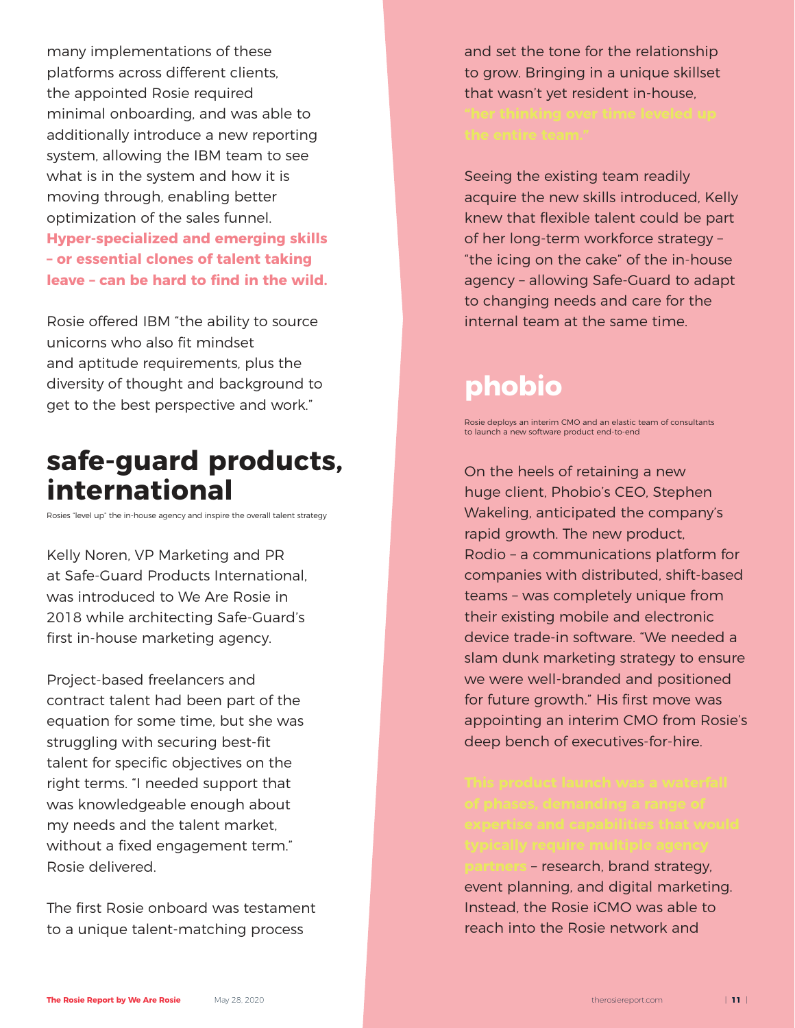many implementations of these platforms across different clients, the appointed Rosie required minimal onboarding, and was able to additionally introduce a new reporting system, allowing the IBM team to see what is in the system and how it is moving through, enabling better optimization of the sales funnel. **Hyper-specialized and emerging skills – or essential clones of talent taking leave – can be hard to find in the wild.**

Rosie offered IBM "the ability to source unicorns who also fit mindset and aptitude requirements, plus the diversity of thought and background to get to the best perspective and work."

## safe-guard products, international

Rosies "level up" the in-house agency and inspire the overall talent strategy

Kelly Noren, VP Marketing and PR at Safe-Guard Products International, was introduced to We Are Rosie in 2018 while architecting Safe-Guard's first in-house marketing agency.

Project-based freelancers and contract talent had been part of the equation for some time, but she was struggling with securing best-fit talent for specific objectives on the right terms. "I needed support that was knowledgeable enough about my needs and the talent market, without a fixed engagement term." Rosie delivered.

The first Rosie onboard was testament to a unique talent-matching process and set the tone for the relationship to grow. Bringing in a unique skillset that wasn't yet resident in-house, **"her thinking over time leveled up the entire team."**

Seeing the existing team readily acquire the new skills introduced, Kelly knew that flexible talent could be part of her long-term workforce strategy – "the icing on the cake" of the in-house agency – allowing Safe-Guard to adapt to changing needs and care for the internal team at the same time.

## phobio

Rosie deploys an interim CMO and an elastic team of consultants to launch a new software product end-to-end

On the heels of retaining a new huge client, Phobio's CEO, Stephen Wakeling, anticipated the company's rapid growth. The new product, Rodio – a communications platform for companies with distributed, shift-based teams – was completely unique from their existing mobile and electronic device trade-in software. "We needed a slam dunk marketing strategy to ensure we were well-branded and positioned for future growth." His first move was appointing an interim CMO from Rosie's deep bench of executives-for-hire.

**This product launch was a waterfall of phases, demanding a range of expertise and capabilities that would typically require multiple agency partners** – research, brand strategy, event planning, and digital marketing. Instead, the Rosie iCMO was able to reach into the Rosie network and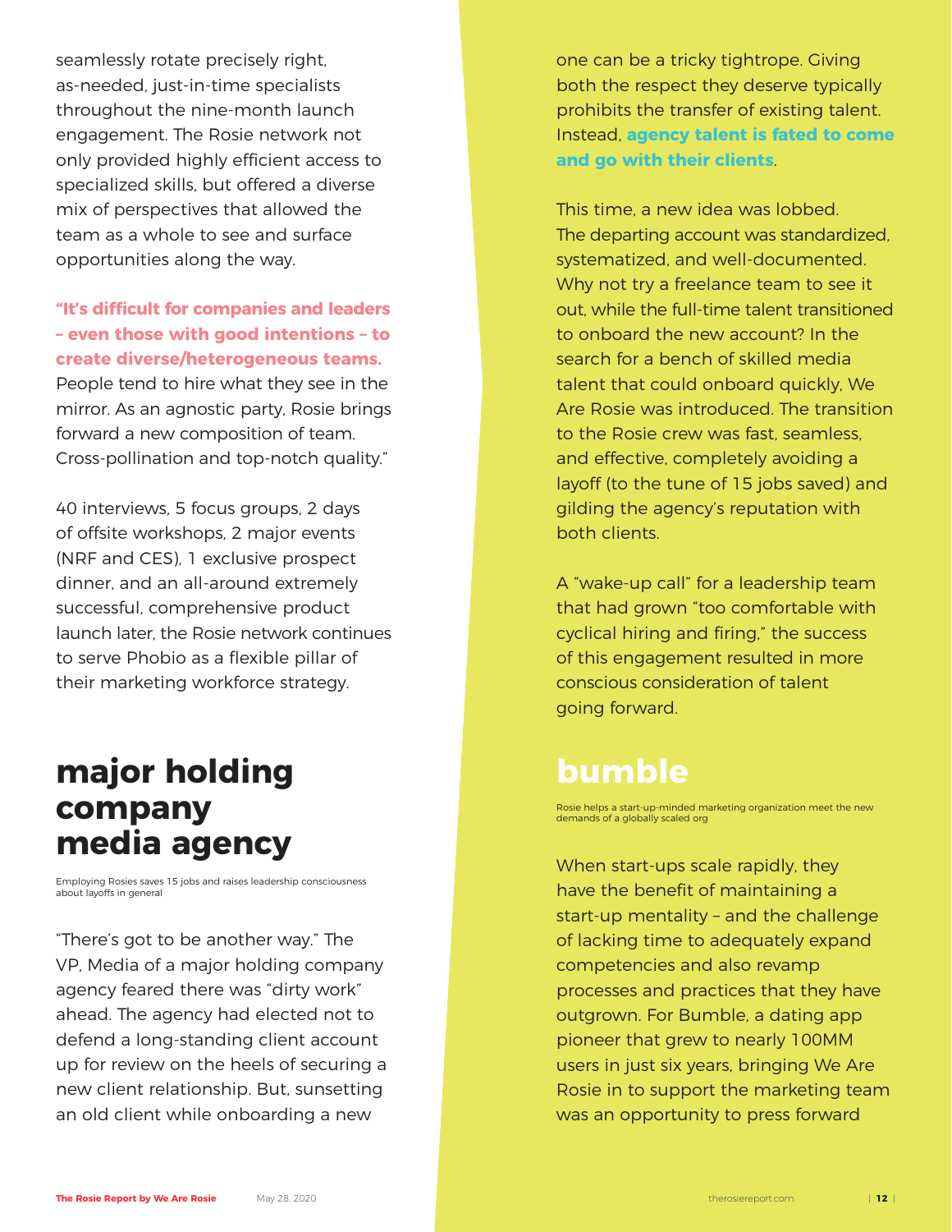seamlessly rotate precisely right, as-needed, just-in-time specialists throughout the nine-month launch engagement. The Rosie network not only provided highly efficient access to specialized skills, but offered a diverse mix of perspectives that allowed the team as a whole to see and surface opportunities along the way.

**"It's difficult for companies and leaders – even those with good intentions – to create diverse/heterogeneous teams.** People tend to hire what they see in the mirror. As an agnostic party, Rosie brings forward a new composition of team. Cross-pollination and top-notch quality."

40 interviews, 5 focus groups, 2 days of offsite workshops, 2 major events (NRF and CES), 1 exclusive prospect dinner, and an all-around extremely successful, comprehensive product launch later, the Rosie network continues to serve Phobio as a flexible pillar of their marketing workforce strategy.

## major holding company media agency

Employing Rosies saves 15 jobs and raises leadership consciousness about layoffs in general

"There's got to be another way." The VP, Media of a major holding company agency feared there was "dirty work" ahead. The agency had elected not to defend a long-standing client account up for review on the heels of securing a new client relationship. But, sunsetting an old client while onboarding a new one can be a tricky tightrope. Giving both the respect they deserve typically prohibits the transfer of existing talent. Instead, **agency talent is fated to come and go with their clients**.

This time, a new idea was lobbed. The departing account was standardized, systematized, and well-documented. Why not try a freelance team to see it out, while the full-time talent transitioned to onboard the new account? In the search for a bench of skilled media talent that could onboard quickly, We Are Rosie was introduced. The transition to the Rosie crew was fast, seamless, and effective, completely avoiding a layoff (to the tune of 15 jobs saved) and gilding the agency's reputation with both clients.

A "wake-up call" for a leadership team that had grown "too comfortable with cyclical hiring and firing," the success of this engagement resulted in more conscious consideration of talent going forward.

## bumble

Rosie helps a start-up-minded marketing organization meet the new demands of a globally scaled org

When start-ups scale rapidly, they have the benefit of maintaining a start-up mentality – and the challenge of lacking time to adequately expand competencies and also revamp processes and practices that they have outgrown. For Bumble, a dating app pioneer that grew to nearly 100MM users in just six years, bringing We Are Rosie in to support the marketing team was an opportunity to press forward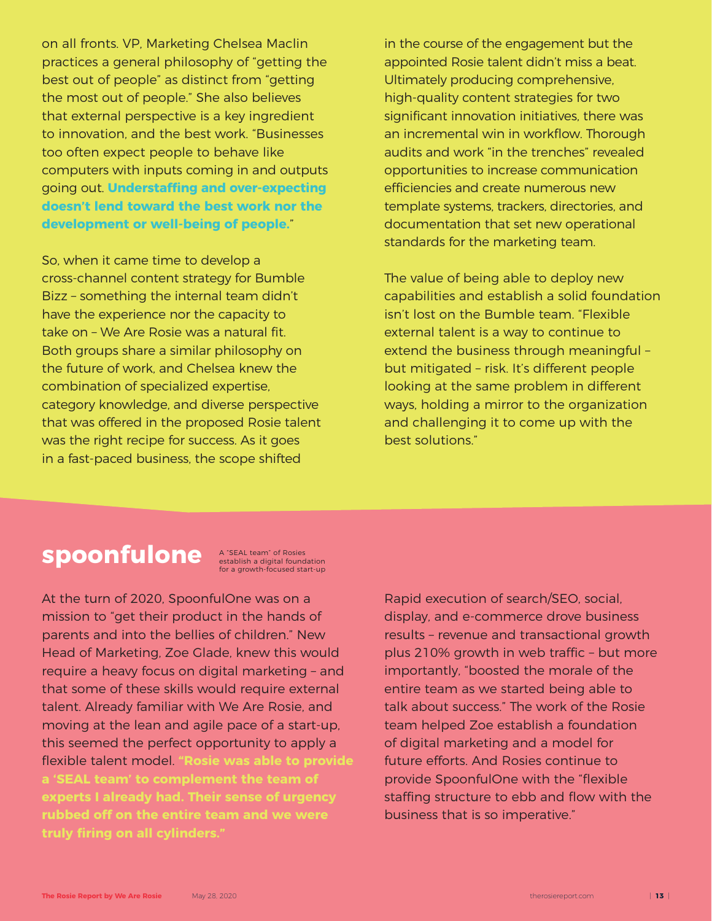on all fronts. VP, Marketing Chelsea Maclin practices a general philosophy of "getting the best out of people" as distinct from "getting the most out of people." She also believes that external perspective is a key ingredient to innovation, and the best work. "Businesses too often expect people to behave like computers with inputs coming in and outputs going out. **Understaffing and over-expecting doesn't lend toward the best work nor the development or well-being of people.**"

So, when it came time to develop a cross-channel content strategy for Bumble Bizz – something the internal team didn't have the experience nor the capacity to take on – We Are Rosie was a natural fit. Both groups share a similar philosophy on the future of work, and Chelsea knew the combination of specialized expertise, category knowledge, and diverse perspective that was offered in the proposed Rosie talent was the right recipe for success. As it goes in a fast-paced business, the scope shifted in the course of the engagement but the appointed Rosie talent didn't miss a beat. Ultimately producing comprehensive, high-quality content strategies for two significant innovation initiatives, there was an incremental win in workflow. Thorough audits and work "in the trenches" revealed opportunities to increase communication efficiencies and create numerous new template systems, trackers, directories, and documentation that set new operational standards for the marketing team.

The value of being able to deploy new capabilities and establish a solid foundation isn't lost on the Bumble team. "Flexible external talent is a way to continue to extend the business through meaningful – but mitigated – risk. It's different people looking at the same problem in different ways, holding a mirror to the organization and challenging it to come up with the best solutions."

## spoonfulone

A "SEAL team" of Rosies establish a digital foundation for a growth-focused start-up

At the turn of 2020, SpoonfulOne was on a mission to "get their product in the hands of parents and into the bellies of children." New Head of Marketing, Zoe Glade, knew this would require a heavy focus on digital marketing – and that some of these skills would require external talent. Already familiar with We Are Rosie, and moving at the lean and agile pace of a start-up, this seemed the perfect opportunity to apply a flexible talent model. **"Rosie was able to provide a 'SEAL team' to complement the team of experts I already had. Their sense of urgency rubbed off on the entire team and we were truly firing on all cylinders."**

Rapid execution of search/SEO, social, display, and e-commerce drove business results – revenue and transactional growth plus 210% growth in web traffic – but more importantly, "boosted the morale of the entire team as we started being able to talk about success." The work of the Rosie team helped Zoe establish a foundation of digital marketing and a model for future efforts. And Rosies continue to provide SpoonfulOne with the "flexible staffing structure to ebb and flow with the business that is so imperative."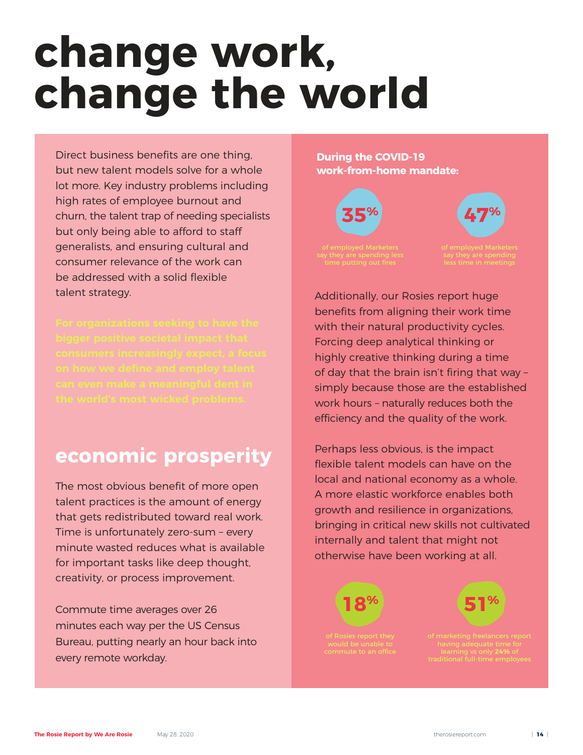# change work, change the world

Direct business benefits are one thing, but new talent models solve for a whole lot more. Key industry problems including high rates of employee burnout and churn, the talent trap of needing specialists but only being able to afford to staff generalists, and ensuring cultural and consumer relevance of the work can be addressed with a solid flexible talent strategy.

**For organizations seeking to have the bigger positive societal impact that consumers increasingly expect, a focus on how we define and employ talent can even make a meaningful dent in the world's most wicked problems.**

## economic prosperity

The most obvious benefit of more open talent practices is the amount of energy that gets redistributed toward real work. Time is unfortunately zero-sum – every minute wasted reduces what is available for important tasks like deep thought, creativity, or process improvement.

Commute time averages over 26 minutes each way per the US Census Bureau, putting nearly an hour back into every remote workday.

**During the COVID-19 work-from-home mandate:**

**35%** of employed Marketers say they are spending less time putting out fires

**47%** of employed Marketers say they are spending less time in meetings

Additionally, our Rosies report huge benefits from aligning their work time with their natural productivity cycles. Forcing deep analytical thinking or highly creative thinking during a time of day that the brain isn't firing that way – simply because those are the established work hours – naturally reduces both the efficiency and the quality of the work.

Perhaps less obvious, is the impact flexible talent models can have on the local and national economy as a whole. A more elastic workforce enables both growth and resilience in organizations, bringing in critical new skills not cultivated internally and talent that might not otherwise have been working at all.

**18%** of Rosies report they would be unable to commute to an office

**51%** of marketing freelancers report having adequate time for learning vs only **24%** of traditional full-time employees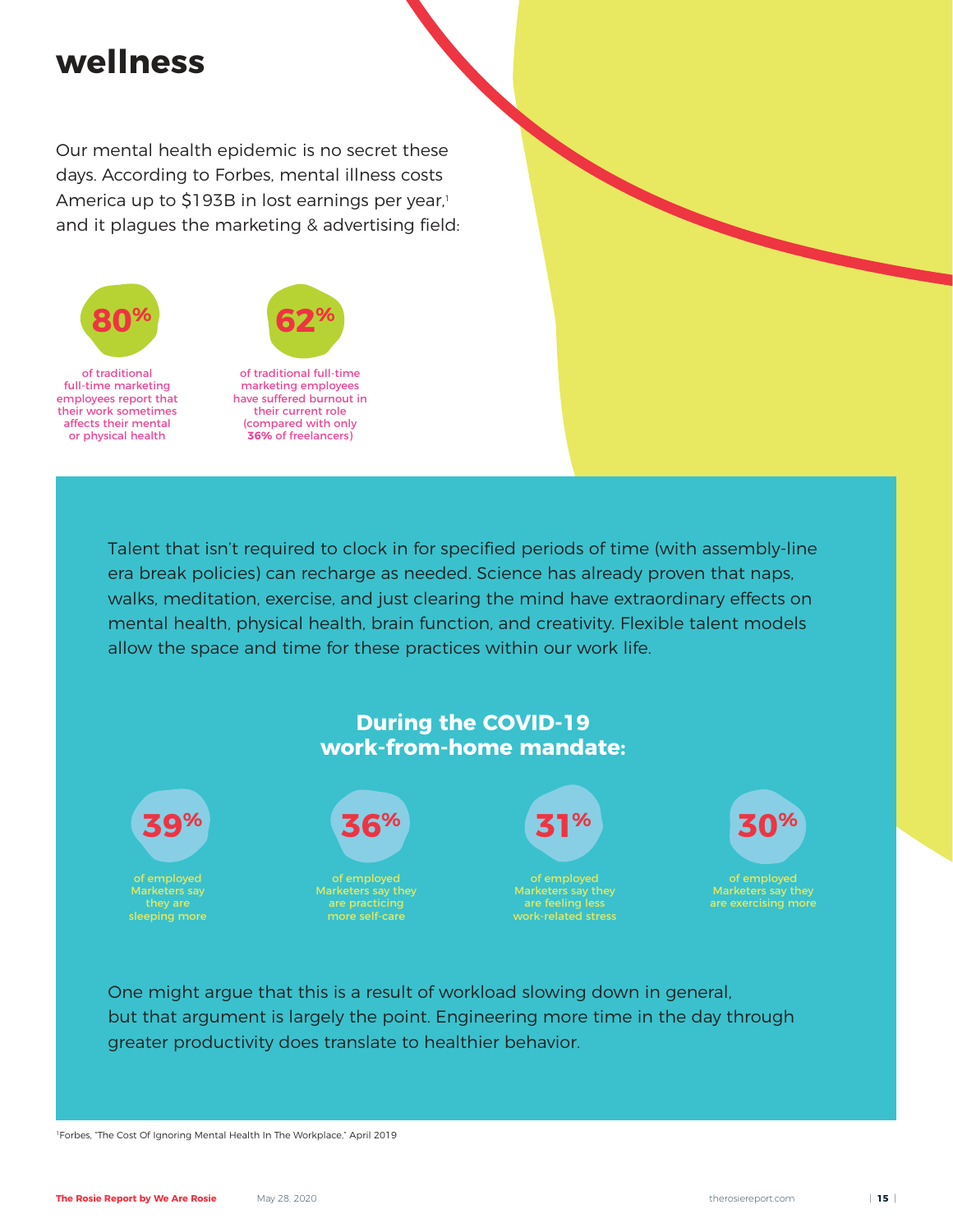# wellness

Our mental health epidemic is no secret these days. According to Forbes, mental illness costs America up to $193B in lost earnings per year,[1] and it plagues the marketing & advertising field:

**80%** of traditional full-time marketing employees report that their work sometimes affects their mental or physical health

**62%** of traditional full-time marketing employees have suffered burnout in their current role (compared with only **36%** of freelancers)

Talent that isn't required to clock in for specified periods of time (with assembly-line era break policies) can recharge as needed. Science has already proven that naps, walks, meditation, exercise, and just clearing the mind have extraordinary effects on mental health, physical health, brain function, and creativity. Flexible talent models allow the space and time for these practices within our work life.

## During the COVID-19 work-from-home mandate:

**39%** of employed Marketers say they are sleeping more

**36%** of employed Marketers say they are practicing more self-care

**31%** of employed Marketers say they are feeling less work-related stress

**30%** of employed Marketers say they are exercising more

One might argue that this is a result of workload slowing down in general, but that argument is largely the point. Engineering more time in the day through greater productivity does translate to healthier behavior.

[1] Forbes, "The Cost Of Ignoring Mental Health In The Workplace," April 2019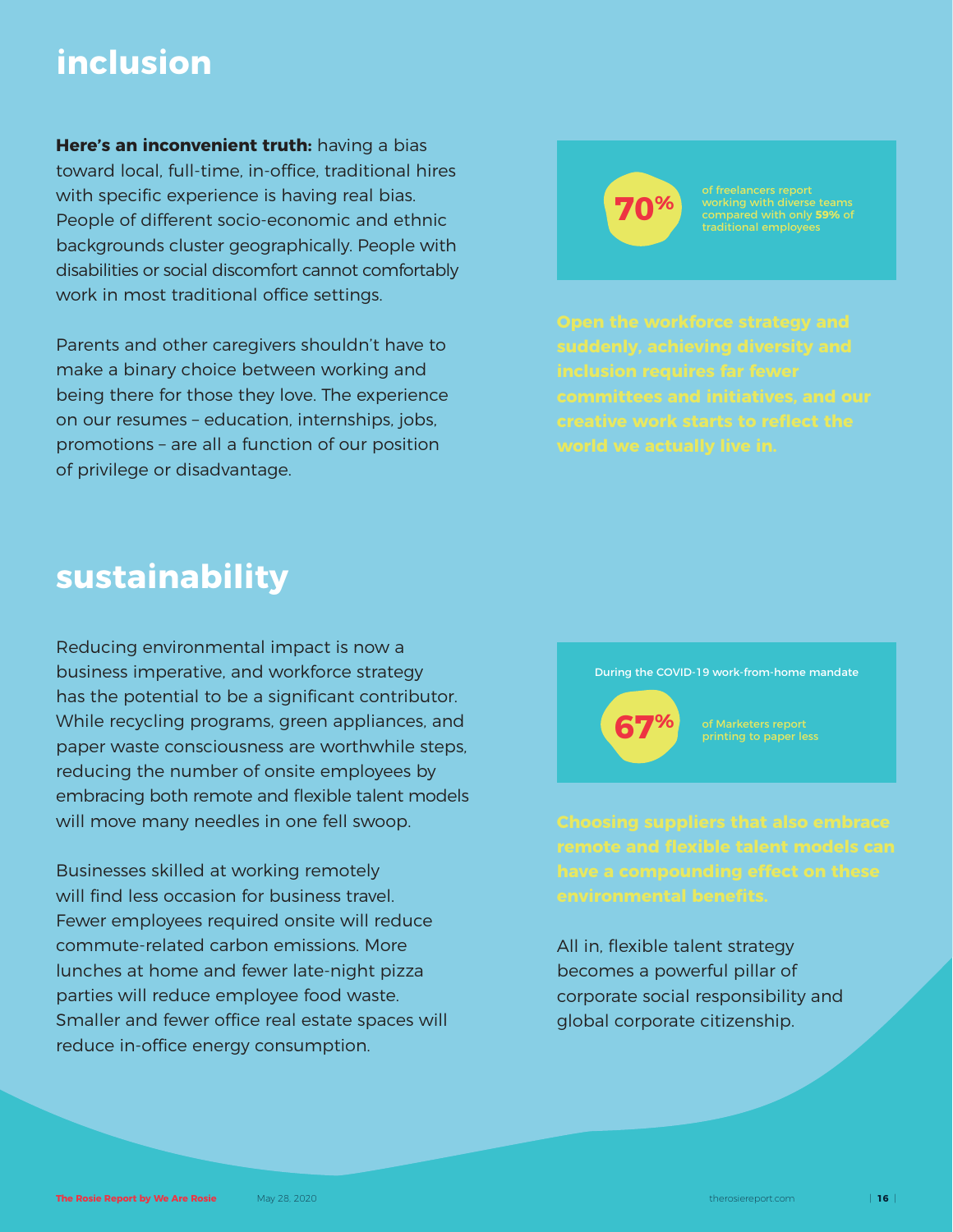## inclusion

**Here's an inconvenient truth:** having a bias toward local, full-time, in-office, traditional hires with specific experience is having real bias. People of different socio-economic and ethnic backgrounds cluster geographically. People with disabilities or social discomfort cannot comfortably work in most traditional office settings.

Parents and other caregivers shouldn't have to make a binary choice between working and being there for those they love. The experience on our resumes – education, internships, jobs, promotions – are all a function of our position of privilege or disadvantage.

**70%** of freelancers report working with diverse teams compared with only **59%** of traditional employees

**Open the workforce strategy and suddenly, achieving diversity and inclusion requires far fewer committees and initiatives, and our creative work starts to reflect the world we actually live in.**

## sustainability

Reducing environmental impact is now a business imperative, and workforce strategy has the potential to be a significant contributor. While recycling programs, green appliances, and paper waste consciousness are worthwhile steps, reducing the number of onsite employees by embracing both remote and flexible talent models will move many needles in one fell swoop.

Businesses skilled at working remotely will find less occasion for business travel. Fewer employees required onsite will reduce commute-related carbon emissions. More lunches at home and fewer late-night pizza parties will reduce employee food waste. Smaller and fewer office real estate spaces will reduce in-office energy consumption.

During the COVID-19 work-from-home mandate

**67%** of Marketers report printing to paper less

**Choosing suppliers that also embrace remote and flexible talent models can have a compounding effect on these environmental benefits.**

All in, flexible talent strategy becomes a powerful pillar of corporate social responsibility and global corporate citizenship.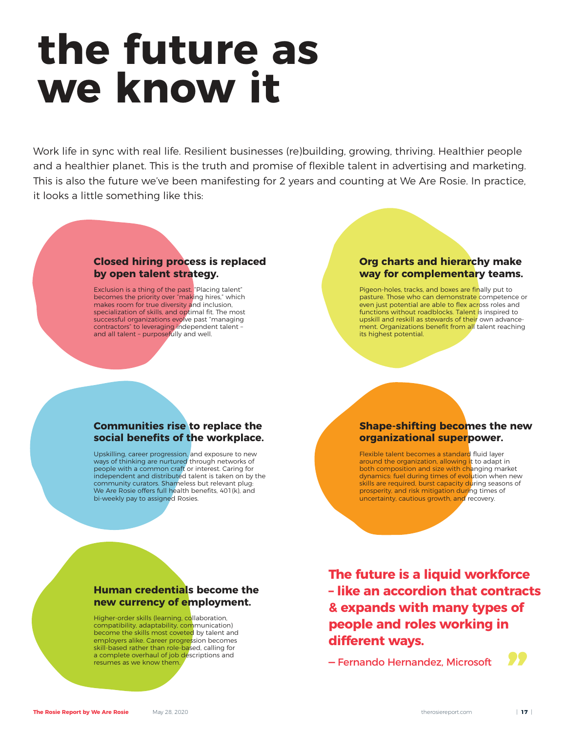# the future as we know it

Work life in sync with real life. Resilient businesses (re)building, growing, thriving. Healthier people and a healthier planet. This is the truth and promise of flexible talent in advertising and marketing. This is also the future we've been manifesting for 2 years and counting at We Are Rosie. In practice, it looks a little something like this:

### Closed hiring process is replaced by open talent strategy.

Exclusion is a thing of the past. "Placing talent" becomes the priority over "making hires," which makes room for true diversity and inclusion, specialization of skills, and optimal fit. The most successful organizations evolve past "managing contractors" to leveraging independent talent – and all talent – purposefully and well.

### Org charts and hierarchy make way for complementary teams.

Pigeon-holes, tracks, and boxes are finally put to pasture. Those who can demonstrate competence or even just potential are able to flex across roles and functions without roadblocks. Talent is inspired to upskill and reskill as stewards of their own advancement. Organizations benefit from all talent reaching its highest potential.

### Communities rise to replace the social benefits of the workplace.

Upskilling, career progression, and exposure to new ways of thinking are nurtured through networks of people with a common craft or interest. Caring for independent and distributed talent is taken on by the community curators. Shameless but relevant plug: We Are Rosie offers full health benefits, 401(k), and bi-weekly pay to assigned Rosies.

### Shape-shifting becomes the new organizational superpower.

Flexible talent becomes a standard fluid layer around the organization, allowing it to adapt in both composition and size with changing market dynamics: fuel during times of evolution when new skills are required, burst capacity during seasons of prosperity, and risk mitigation during times of uncertainty, cautious growth, and recovery.

### Human credentials become the new currency of employment.

Higher-order skills (learning, collaboration, compatibility, adaptability, communication) become the skills most coveted by talent and employers alike. Career progression becomes skill-based rather than role-based, calling for a complete overhaul of job descriptions and resumes as we know them.

> **The future is a liquid workforce – like an accordion that contracts & expands with many types of people and roles working in different ways.**
>
> – Fernando Hernandez, Microsoft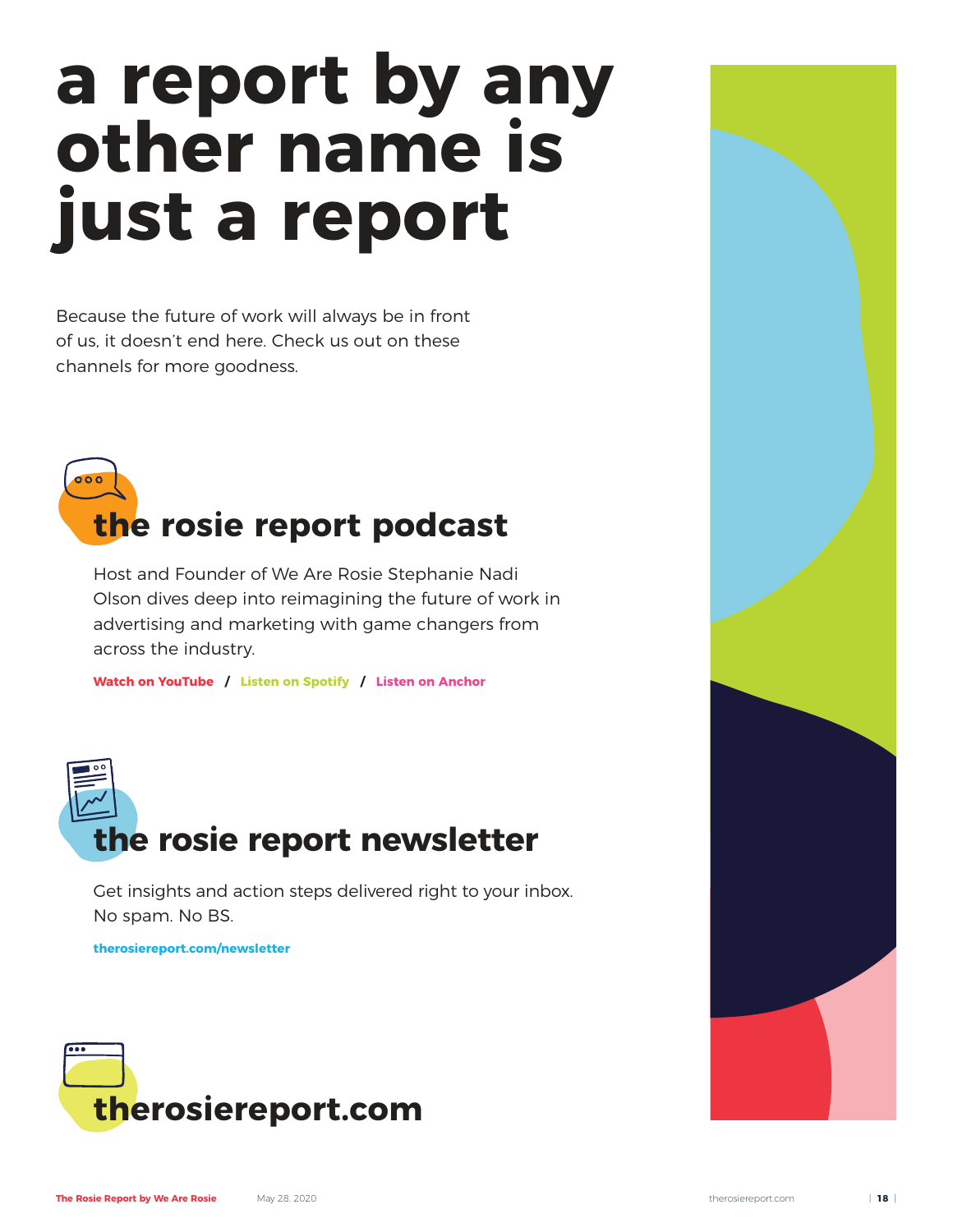# a report by any other name is just a report

Because the future of work will always be in front of us, it doesn't end here. Check us out on these channels for more goodness.

## the rosie report podcast

Host and Founder of We Are Rosie Stephanie Nadi Olson dives deep into reimagining the future of work in advertising and marketing with game changers from across the industry.

**Watch on YouTube** / **Listen on Spotify** / **Listen on Anchor**

## the rosie report newsletter

Get insights and action steps delivered right to your inbox. No spam. No BS.

**therosiereport.com/newsletter**

## therosiereport.com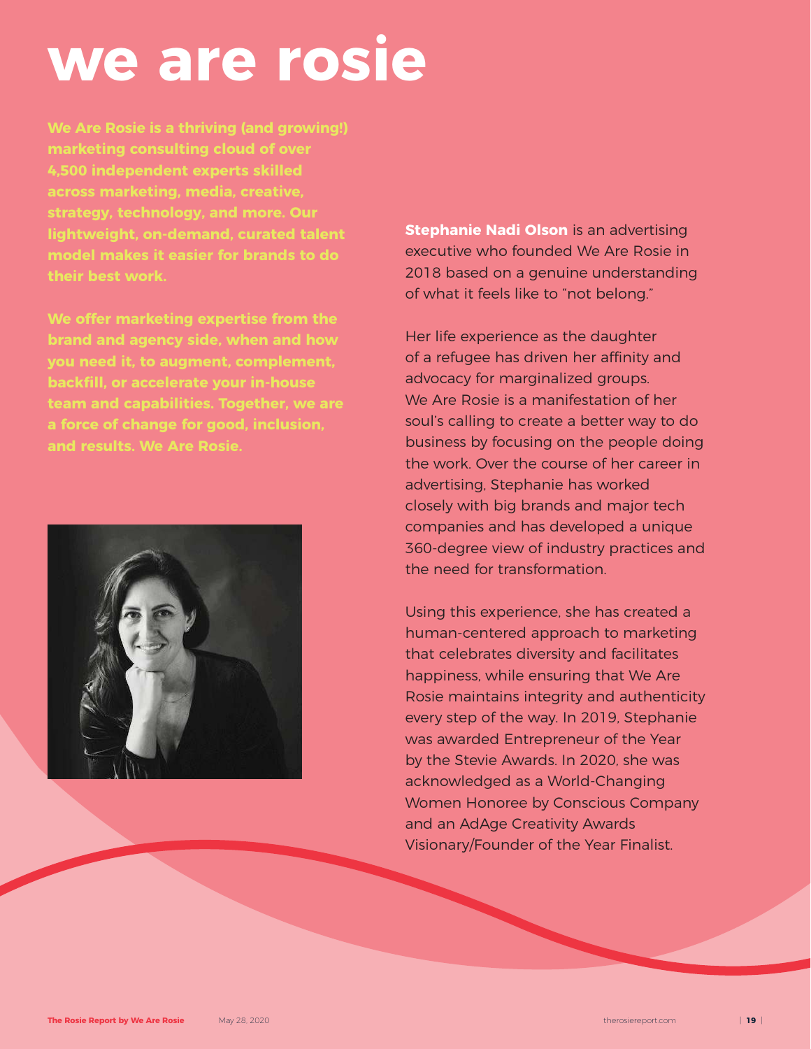# we are rosie

**We Are Rosie is a thriving (and growing!) marketing consulting cloud of over 4,500 independent experts skilled across marketing, media, creative, strategy, technology, and more. Our lightweight, on-demand, curated talent model makes it easier for brands to do their best work.**

**We offer marketing expertise from the brand and agency side, when and how you need it, to augment, complement, backfill, or accelerate your in-house team and capabilities. Together, we are a force of change for good, inclusion, and results. We Are Rosie.**

**Stephanie Nadi Olson** is an advertising executive who founded We Are Rosie in 2018 based on a genuine understanding of what it feels like to "not belong."

Her life experience as the daughter of a refugee has driven her affinity and advocacy for marginalized groups. We Are Rosie is a manifestation of her soul's calling to create a better way to do business by focusing on the people doing the work. Over the course of her career in advertising, Stephanie has worked closely with big brands and major tech companies and has developed a unique 360-degree view of industry practices and the need for transformation.

Using this experience, she has created a human-centered approach to marketing that celebrates diversity and facilitates happiness, while ensuring that We Are Rosie maintains integrity and authenticity every step of the way. In 2019, Stephanie was awarded Entrepreneur of the Year by the Stevie Awards. In 2020, she was acknowledged as a World-Changing Women Honoree by Conscious Company and an AdAge Creativity Awards Visionary/Founder of the Year Finalist.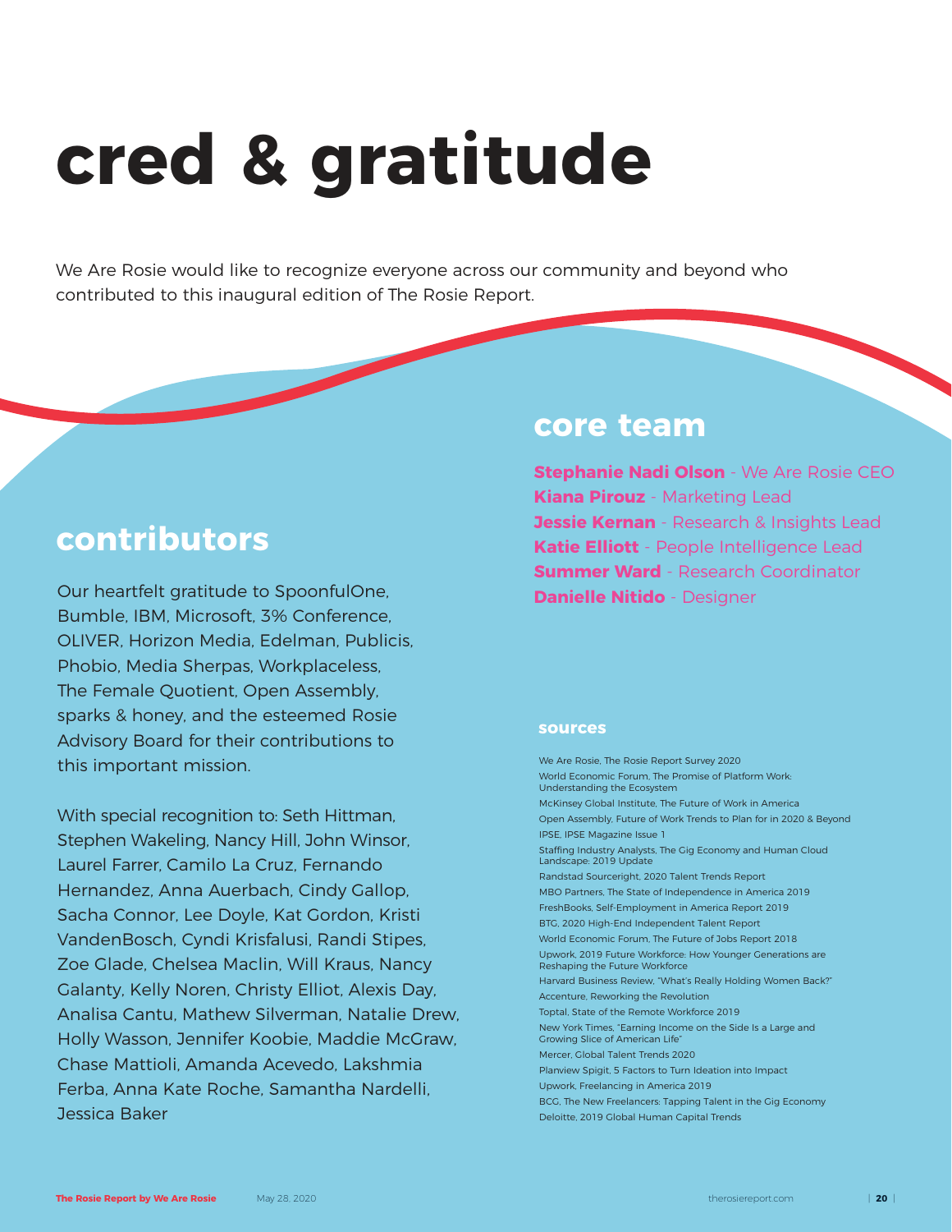# cred & gratitude

We Are Rosie would like to recognize everyone across our community and beyond who contributed to this inaugural edition of The Rosie Report.

## contributors

Our heartfelt gratitude to SpoonfulOne, Bumble, IBM, Microsoft, 3% Conference, OLIVER, Horizon Media, Edelman, Publicis, Phobio, Media Sherpas, Workplaceless, The Female Quotient, Open Assembly, sparks & honey, and the esteemed Rosie Advisory Board for their contributions to this important mission.

With special recognition to: Seth Hittman, Stephen Wakeling, Nancy Hill, John Winsor, Laurel Farrer, Camilo La Cruz, Fernando Hernandez, Anna Auerbach, Cindy Gallop, Sacha Connor, Lee Doyle, Kat Gordon, Kristi VandenBosch, Cyndi Krisfalusi, Randi Stipes, Zoe Glade, Chelsea Maclin, Will Kraus, Nancy Galanty, Kelly Noren, Christy Elliot, Alexis Day, Analisa Cantu, Mathew Silverman, Natalie Drew, Holly Wasson, Jennifer Koobie, Maddie McGraw, Chase Mattioli, Amanda Acevedo, Lakshmia Ferba, Anna Kate Roche, Samantha Nardelli, Jessica Baker

## core team

**Stephanie Nadi Olson** - We Are Rosie CEO
**Kiana Pirouz** - Marketing Lead
**Jessie Kernan** - Research & Insights Lead
**Katie Elliott** - People Intelligence Lead
**Summer Ward** - Research Coordinator
**Danielle Nitido** - Designer

### sources

We Are Rosie, The Rosie Report Survey 2020
World Economic Forum, The Promise of Platform Work: Understanding the Ecosystem
McKinsey Global Institute, The Future of Work in America
Open Assembly, Future of Work Trends to Plan for in 2020 & Beyond
IPSE, IPSE Magazine Issue 1
Staffing Industry Analysts, The Gig Economy and Human Cloud Landscape: 2019 Update
Randstad Sourceright, 2020 Talent Trends Report
MBO Partners, The State of Independence in America 2019
FreshBooks, Self-Employment in America Report 2019
BTG, 2020 High-End Independent Talent Report
World Economic Forum, The Future of Jobs Report 2018
Upwork, 2019 Future Workforce: How Younger Generations are Reshaping the Future Workforce
Harvard Business Review, "What's Really Holding Women Back?"
Accenture, Reworking the Revolution
Toptal, State of the Remote Workforce 2019
New York Times, "Earning Income on the Side Is a Large and Growing Slice of American Life"
Mercer, Global Talent Trends 2020
Planview Spigit, 5 Factors to Turn Ideation into Impact
Upwork, Freelancing in America 2019
BCG, The New Freelancers: Tapping Talent in the Gig Economy
Deloitte, 2019 Global Human Capital Trends